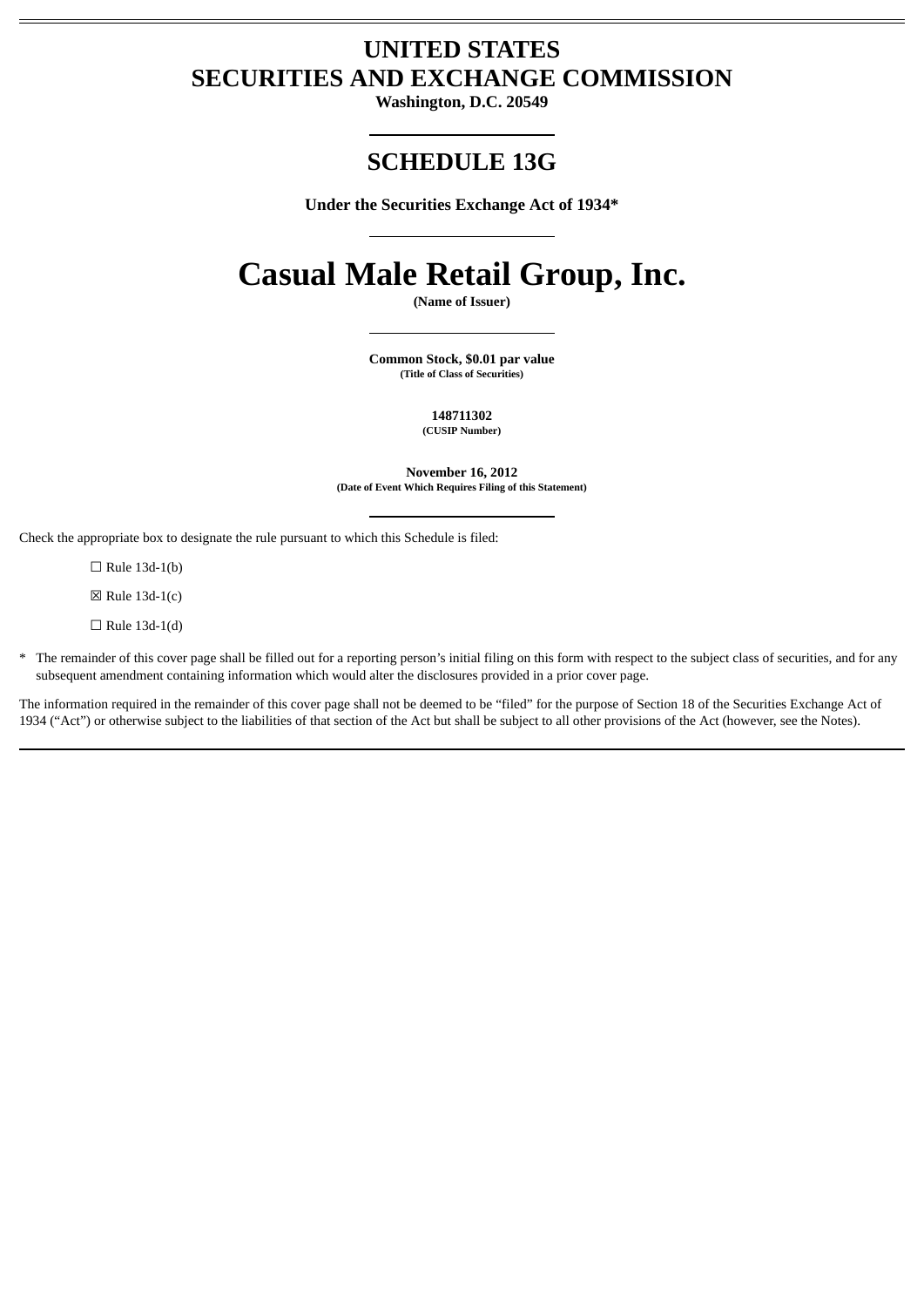# UNITED STATES
# SECURITIES AND EXCHANGE COMMISSION

**Washington, D.C. 20549**

## SCHEDULE 13G

**Under the Securities Exchange Act of 1934***

# Casual Male Retail Group, Inc.

**(Name of Issuer)**

**Common Stock, $0.01 par value**
**(Title of Class of Securities)**

**148711302**
**(CUSIP Number)**

**November 16, 2012**
**(Date of Event Which Requires Filing of this Statement)**

Check the appropriate box to designate the rule pursuant to which this Schedule is filed:

☐ Rule 13d-1(b)

☒ Rule 13d-1(c)

☐ Rule 13d-1(d)

* The remainder of this cover page shall be filled out for a reporting person's initial filing on this form with respect to the subject class of securities, and for any subsequent amendment containing information which would alter the disclosures provided in a prior cover page.

The information required in the remainder of this cover page shall not be deemed to be "filed" for the purpose of Section 18 of the Securities Exchange Act of 1934 ("Act") or otherwise subject to the liabilities of that section of the Act but shall be subject to all other provisions of the Act (however, see the Notes).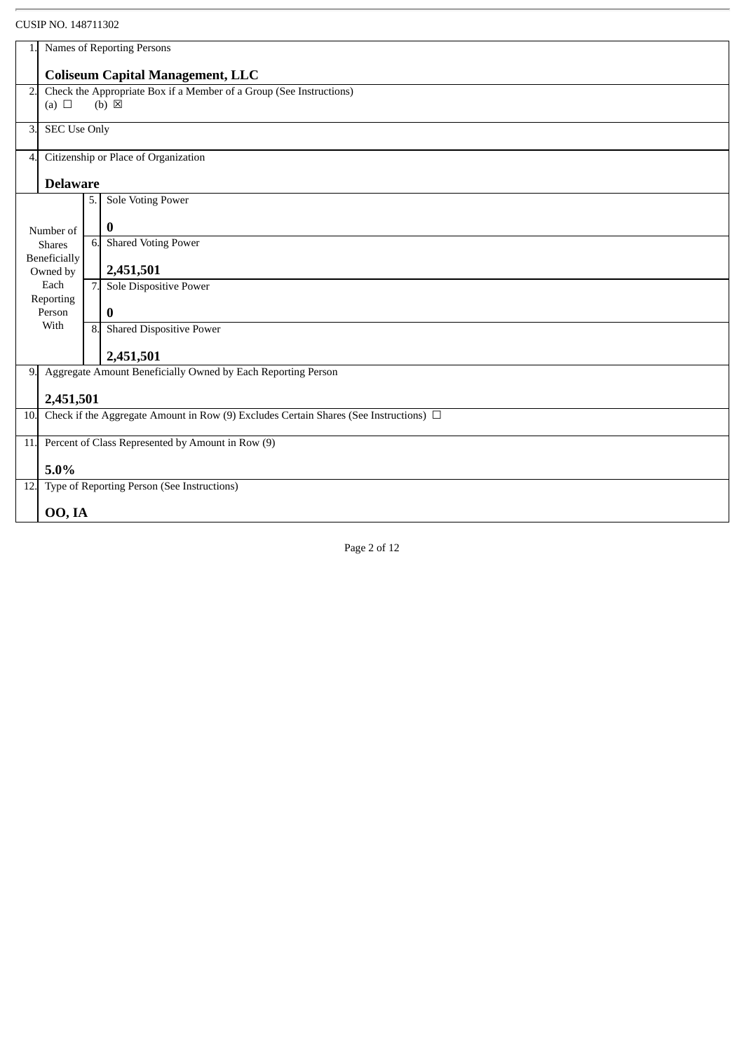CUSIP NO. 148711302

| | | | |
|---|---|---|---|
| 1. | Names of Reporting Persons<br><br>**Coliseum Capital Management, LLC** | | |
| 2. | Check the Appropriate Box if a Member of a Group (See Instructions)<br>(a) ☐ (b) ☒ | | |
| 3. | SEC Use Only | | |
| 4. | Citizenship or Place of Organization<br><br>**Delaware** | | |
| Number of Shares Beneficially Owned by Each Reporting Person With | | 5. | Sole Voting Power<br><br>**0** |
| | | 6. | Shared Voting Power<br><br>**2,451,501** |
| | | 7. | Sole Dispositive Power<br><br>**0** |
| | | 8. | Shared Dispositive Power<br><br>**2,451,501** |
| 9. | Aggregate Amount Beneficially Owned by Each Reporting Person<br><br>**2,451,501** | | |
| 10. | Check if the Aggregate Amount in Row (9) Excludes Certain Shares (See Instructions) ☐ | | |
| 11. | Percent of Class Represented by Amount in Row (9)<br><br>**5.0%** | | |
| 12. | Type of Reporting Person (See Instructions)<br><br>**OO, IA** | | |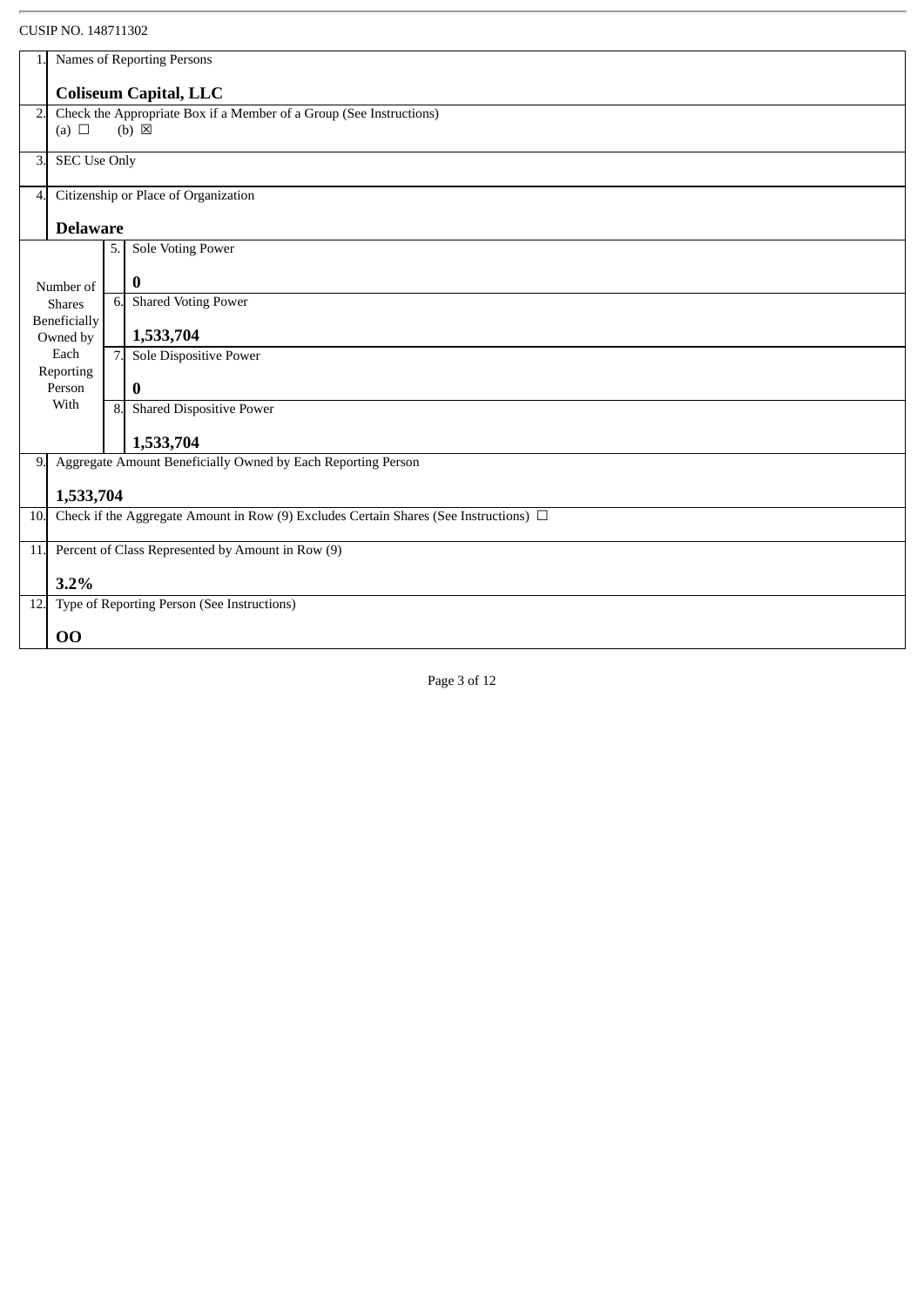CUSIP NO. 148711302

| | | | |
|---|---|---|---|
| 1. | Names of Reporting Persons<br><br>**Coliseum Capital, LLC** | | |
| 2. | Check the Appropriate Box if a Member of a Group (See Instructions)<br>(a) ☐ (b) ☒ | | |
| 3. | SEC Use Only | | |
| 4. | Citizenship or Place of Organization<br><br>**Delaware** | | |
| Number of Shares Beneficially Owned by Each Reporting Person With | | 5. | Sole Voting Power<br><br>**0** |
| | | 6. | Shared Voting Power<br><br>**1,533,704** |
| | | 7. | Sole Dispositive Power<br><br>**0** |
| | | 8. | Shared Dispositive Power<br><br>**1,533,704** |
| 9. | Aggregate Amount Beneficially Owned by Each Reporting Person<br><br>**1,533,704** | | |
| 10. | Check if the Aggregate Amount in Row (9) Excludes Certain Shares (See Instructions) ☐ | | |
| 11. | Percent of Class Represented by Amount in Row (9)<br><br>**3.2%** | | |
| 12. | Type of Reporting Person (See Instructions)<br><br>**OO** | | |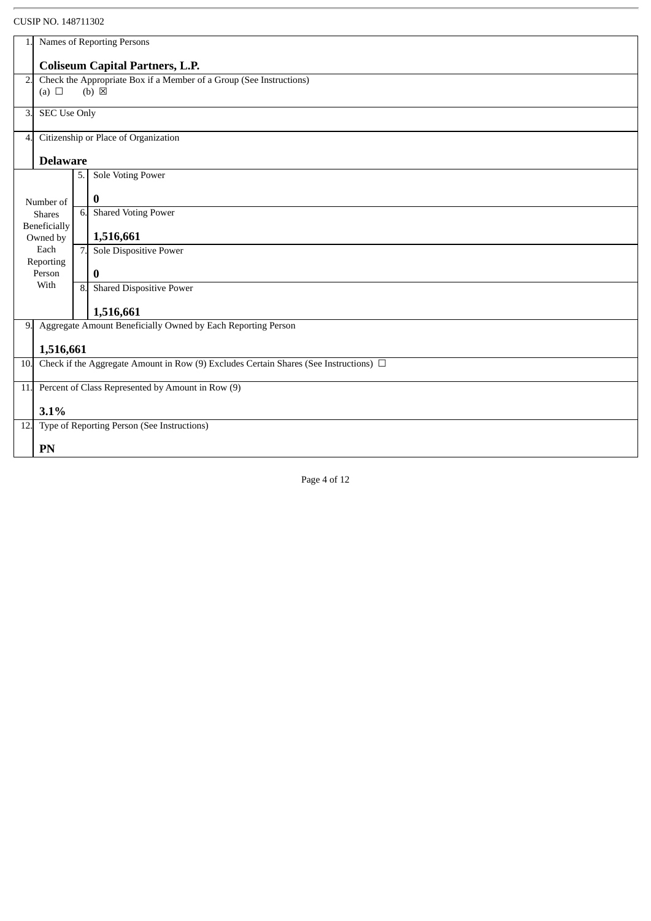CUSIP NO. 148711302

| | | | |
|---|---|---|---|
| 1. | Names of Reporting Persons<br><br>**Coliseum Capital Partners, L.P.** | | |
| 2. | Check the Appropriate Box if a Member of a Group (See Instructions)<br>(a) ☐ (b) ☒ | | |
| 3. | SEC Use Only | | |
| 4. | Citizenship or Place of Organization<br><br>**Delaware** | | |
| Number of Shares Beneficially Owned by Each Reporting Person With | | 5. | Sole Voting Power<br><br>**0** |
| | | 6. | Shared Voting Power<br><br>**1,516,661** |
| | | 7. | Sole Dispositive Power<br><br>**0** |
| | | 8. | Shared Dispositive Power<br><br>**1,516,661** |
| 9. | Aggregate Amount Beneficially Owned by Each Reporting Person<br><br>**1,516,661** | | |
| 10. | Check if the Aggregate Amount in Row (9) Excludes Certain Shares (See Instructions) ☐ | | |
| 11. | Percent of Class Represented by Amount in Row (9)<br><br>**3.1%** | | |
| 12. | Type of Reporting Person (See Instructions)<br><br>**PN** | | |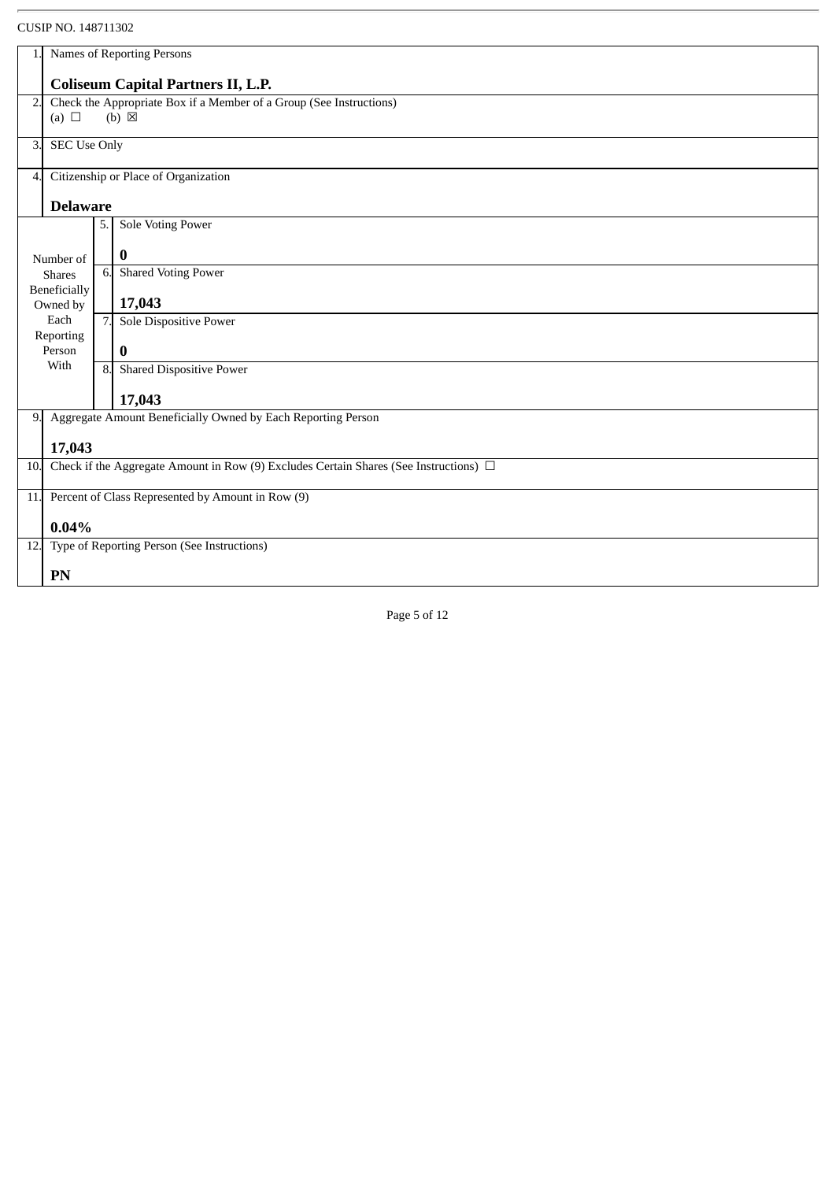CUSIP NO. 148711302

| | | | |
|---|---|---|---|
| 1. | Names of Reporting Persons<br><br>**Coliseum Capital Partners II, L.P.** | | |
| 2. | Check the Appropriate Box if a Member of a Group (See Instructions)<br>(a) ☐ (b) ☒ | | |
| 3. | SEC Use Only | | |
| 4. | Citizenship or Place of Organization<br><br>**Delaware** | | |
| Number of Shares Beneficially Owned by Each Reporting Person With | 5. | Sole Voting Power<br><br>**0** | |
| | 6. | Shared Voting Power<br><br>**17,043** | |
| | 7. | Sole Dispositive Power<br><br>**0** | |
| | 8. | Shared Dispositive Power<br><br>**17,043** | |
| 9. | Aggregate Amount Beneficially Owned by Each Reporting Person<br><br>**17,043** | | |
| 10. | Check if the Aggregate Amount in Row (9) Excludes Certain Shares (See Instructions) ☐ | | |
| 11. | Percent of Class Represented by Amount in Row (9)<br><br>**0.04%** | | |
| 12. | Type of Reporting Person (See Instructions)<br><br>**PN** | | |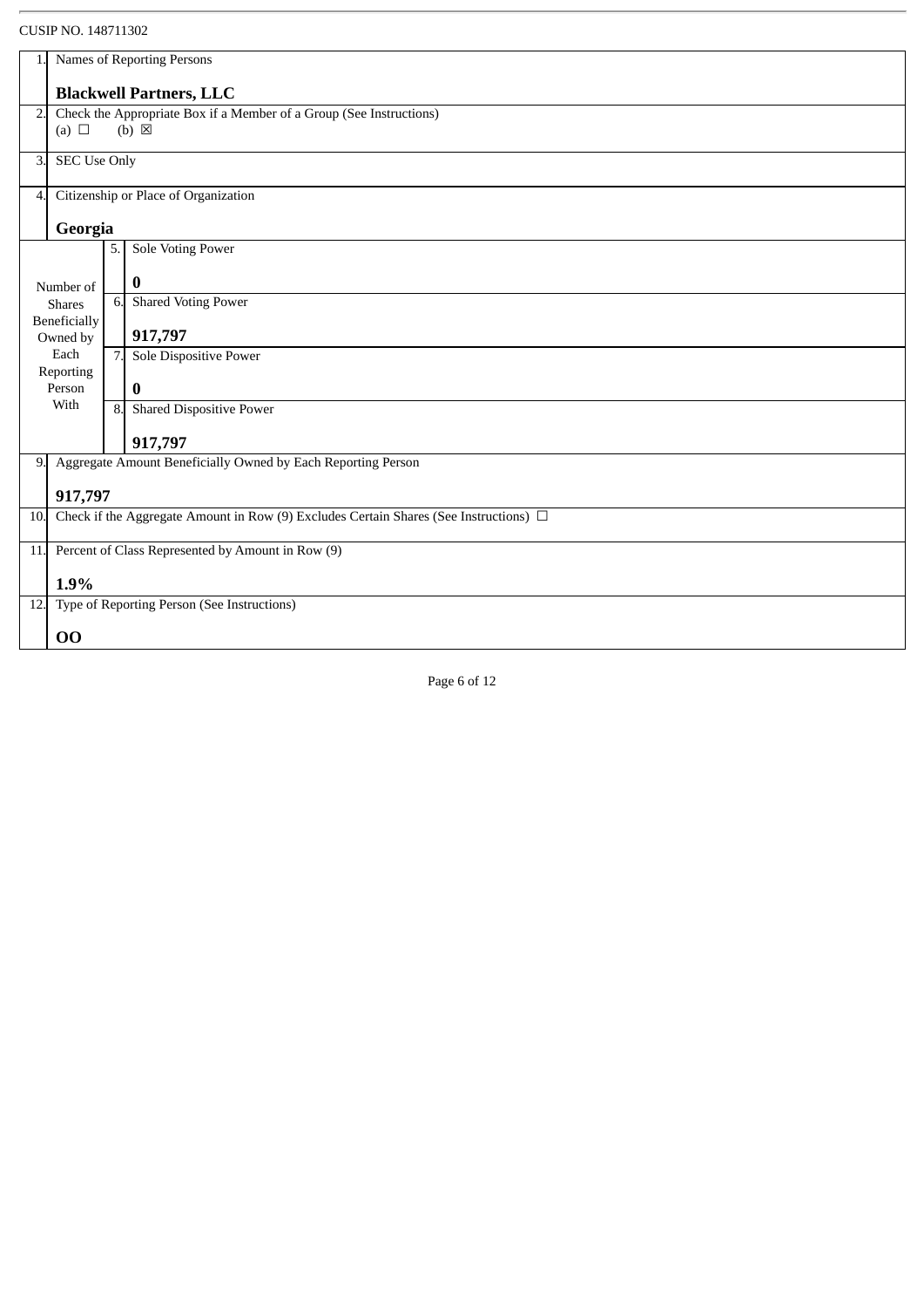CUSIP NO. 148711302

| | | | |
|---|---|---|---|
| 1. | Names of Reporting Persons<br><br>**Blackwell Partners, LLC** | | |
| 2. | Check the Appropriate Box if a Member of a Group (See Instructions)<br>(a) ☐ (b) ☒ | | |
| 3. | SEC Use Only | | |
| 4. | Citizenship or Place of Organization<br><br>**Georgia** | | |
| Number of Shares Beneficially Owned by Each Reporting Person With | | 5. | Sole Voting Power<br><br>**0** |
| | | 6. | Shared Voting Power<br><br>**917,797** |
| | | 7. | Sole Dispositive Power<br><br>**0** |
| | | 8. | Shared Dispositive Power<br><br>**917,797** |
| 9. | Aggregate Amount Beneficially Owned by Each Reporting Person<br><br>**917,797** | | |
| 10. | Check if the Aggregate Amount in Row (9) Excludes Certain Shares (See Instructions) ☐ | | |
| 11. | Percent of Class Represented by Amount in Row (9)<br><br>**1.9%** | | |
| 12. | Type of Reporting Person (See Instructions)<br><br>**OO** | | |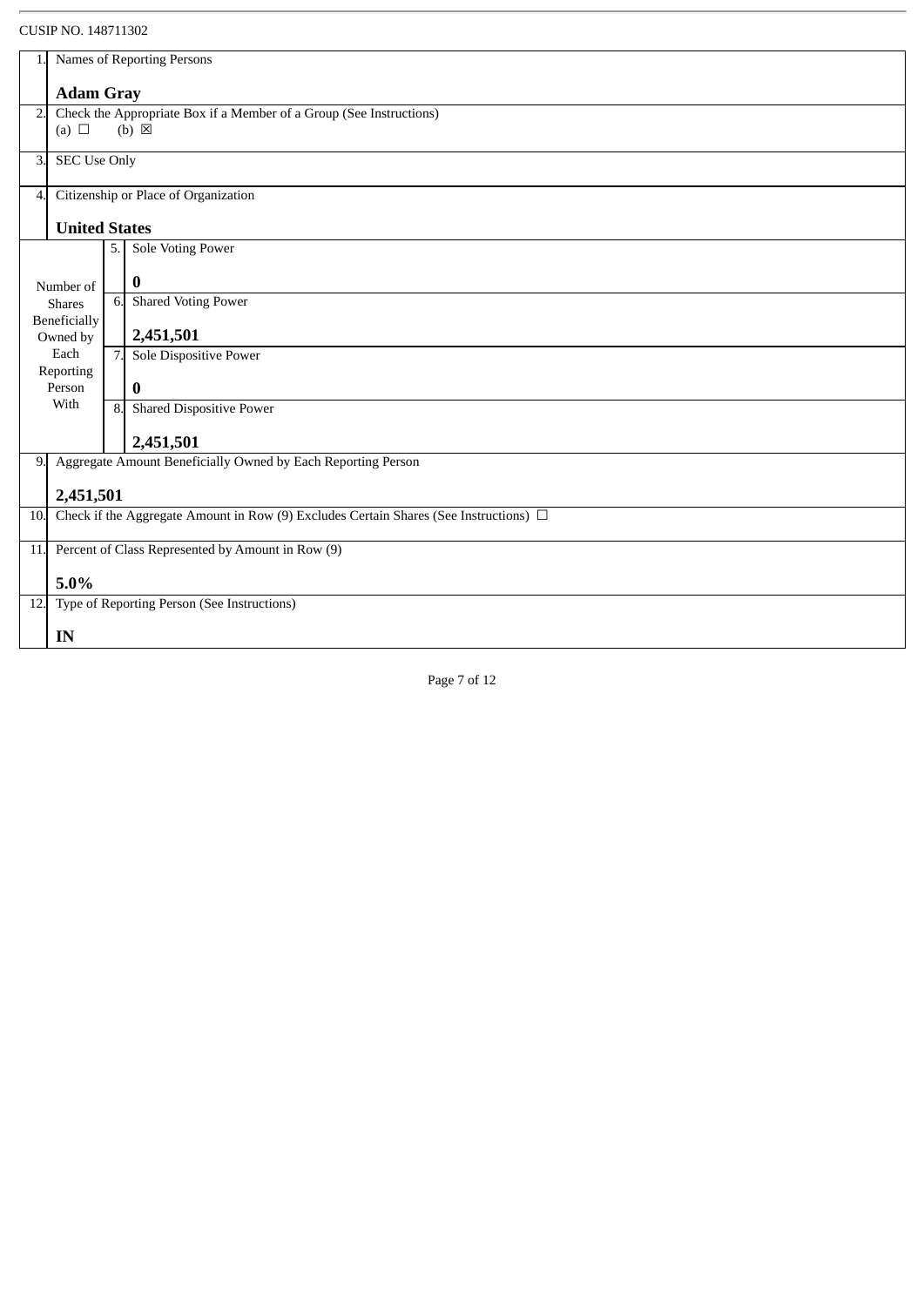CUSIP NO. 148711302

| | | | |
|---|---|---|---|
| 1. | Names of Reporting Persons<br><br>**Adam Gray** | | |
| 2. | Check the Appropriate Box if a Member of a Group (See Instructions)<br>(a) ☐ (b) ☒ | | |
| 3. | SEC Use Only | | |
| 4. | Citizenship or Place of Organization<br><br>**United States** | | |
| Number of Shares Beneficially Owned by Each Reporting Person With | 5. | Sole Voting Power<br><br>**0** | |
| | 6. | Shared Voting Power<br><br>**2,451,501** | |
| | 7. | Sole Dispositive Power<br><br>**0** | |
| | 8. | Shared Dispositive Power<br><br>**2,451,501** | |
| 9. | Aggregate Amount Beneficially Owned by Each Reporting Person<br><br>**2,451,501** | | |
| 10. | Check if the Aggregate Amount in Row (9) Excludes Certain Shares (See Instructions) ☐ | | |
| 11. | Percent of Class Represented by Amount in Row (9)<br><br>**5.0%** | | |
| 12. | Type of Reporting Person (See Instructions)<br><br>**IN** | | |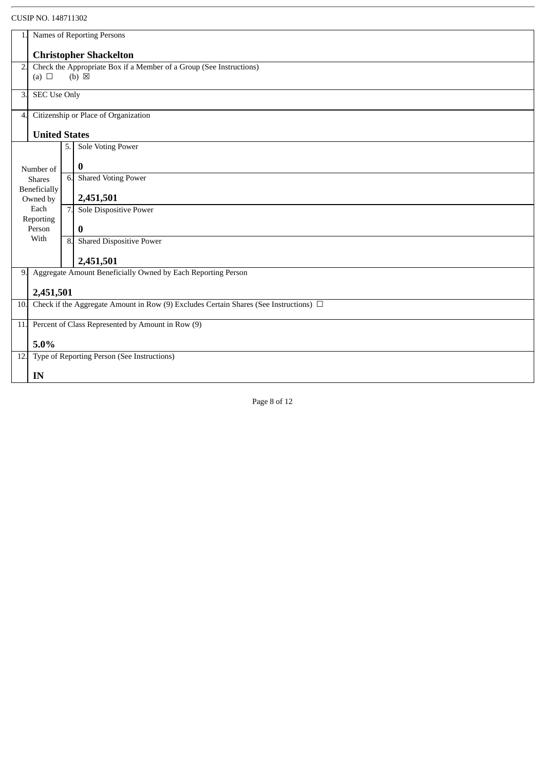CUSIP NO. 148711302

| | | | |
|---|---|---|---|
| 1. | Names of Reporting Persons<br><br>**Christopher Shackelton** | | |
| 2. | Check the Appropriate Box if a Member of a Group (See Instructions)<br>(a) ☐ (b) ☒ | | |
| 3. | SEC Use Only | | |
| 4. | Citizenship or Place of Organization<br><br>**United States** | | |
| Number of Shares Beneficially Owned by Each Reporting Person With | | 5. | Sole Voting Power<br><br>**0** |
| | | 6. | Shared Voting Power<br><br>**2,451,501** |
| | | 7. | Sole Dispositive Power<br><br>**0** |
| | | 8. | Shared Dispositive Power<br><br>**2,451,501** |
| 9. | Aggregate Amount Beneficially Owned by Each Reporting Person<br><br>**2,451,501** | | |
| 10. | Check if the Aggregate Amount in Row (9) Excludes Certain Shares (See Instructions) ☐ | | |
| 11. | Percent of Class Represented by Amount in Row (9)<br><br>**5.0%** | | |
| 12. | Type of Reporting Person (See Instructions)<br><br>**IN** | | |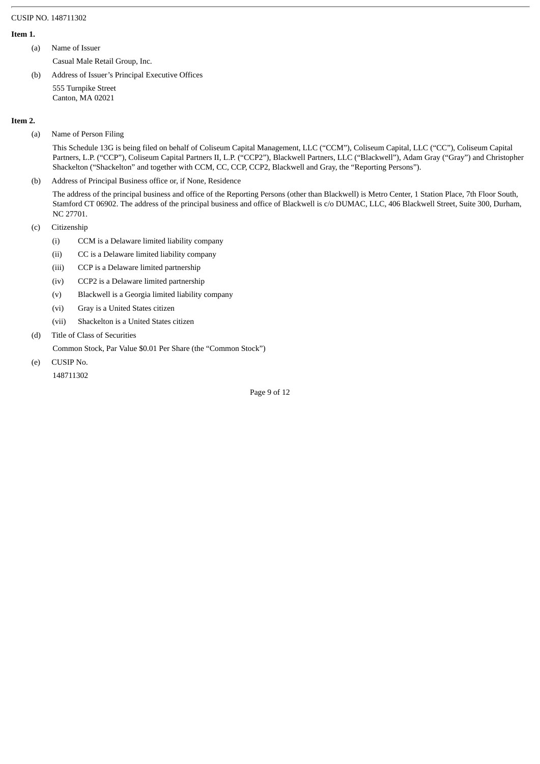CUSIP NO. 148711302

**Item 1.**

(a) Name of Issuer

Casual Male Retail Group, Inc.

(b) Address of Issuer's Principal Executive Offices

555 Turnpike Street
Canton, MA 02021

**Item 2.**

(a) Name of Person Filing

This Schedule 13G is being filed on behalf of Coliseum Capital Management, LLC ("CCM"), Coliseum Capital, LLC ("CC"), Coliseum Capital Partners, L.P. ("CCP"), Coliseum Capital Partners II, L.P. ("CCP2"), Blackwell Partners, LLC ("Blackwell"), Adam Gray ("Gray") and Christopher Shackelton ("Shackelton" and together with CCM, CC, CCP, CCP2, Blackwell and Gray, the "Reporting Persons").

(b) Address of Principal Business office or, if None, Residence

The address of the principal business and office of the Reporting Persons (other than Blackwell) is Metro Center, 1 Station Place, 7th Floor South, Stamford CT 06902. The address of the principal business and office of Blackwell is c/o DUMAC, LLC, 406 Blackwell Street, Suite 300, Durham, NC 27701.

(c) Citizenship

(i) CCM is a Delaware limited liability company

(ii) CC is a Delaware limited liability company

(iii) CCP is a Delaware limited partnership

(iv) CCP2 is a Delaware limited partnership

(v) Blackwell is a Georgia limited liability company

(vi) Gray is a United States citizen

(vii) Shackelton is a United States citizen

(d) Title of Class of Securities

Common Stock, Par Value $0.01 Per Share (the "Common Stock")

(e) CUSIP No.

148711302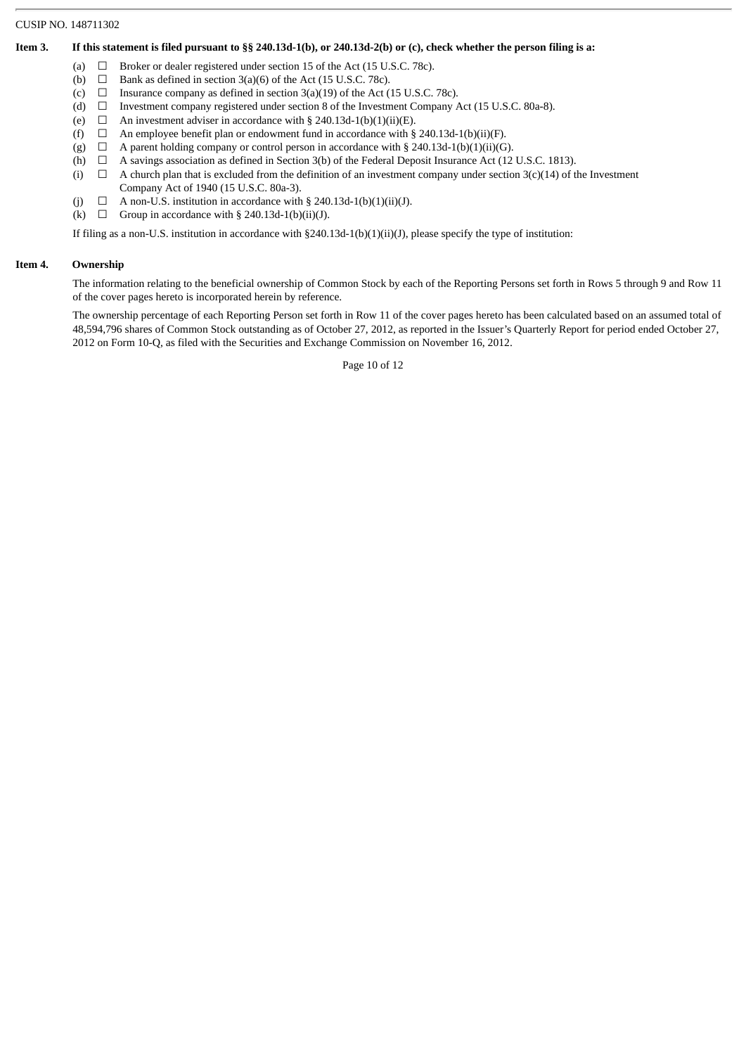CUSIP NO. 148711302

**Item 3. If this statement is filed pursuant to §§ 240.13d-1(b), or 240.13d-2(b) or (c), check whether the person filing is a:**

(a) ☐ Broker or dealer registered under section 15 of the Act (15 U.S.C. 78c).

(b) ☐ Bank as defined in section 3(a)(6) of the Act (15 U.S.C. 78c).

(c) ☐ Insurance company as defined in section 3(a)(19) of the Act (15 U.S.C. 78c).

(d) ☐ Investment company registered under section 8 of the Investment Company Act (15 U.S.C. 80a-8).

(e) ☐ An investment adviser in accordance with § 240.13d-1(b)(1)(ii)(E).

(f) ☐ An employee benefit plan or endowment fund in accordance with § 240.13d-1(b)(ii)(F).

(g) ☐ A parent holding company or control person in accordance with § 240.13d-1(b)(1)(ii)(G).

(h) ☐ A savings association as defined in Section 3(b) of the Federal Deposit Insurance Act (12 U.S.C. 1813).

(i) ☐ A church plan that is excluded from the definition of an investment company under section 3(c)(14) of the Investment Company Act of 1940 (15 U.S.C. 80a-3).

(j) ☐ A non-U.S. institution in accordance with § 240.13d-1(b)(1)(ii)(J).

(k) ☐ Group in accordance with § 240.13d-1(b)(ii)(J).

If filing as a non-U.S. institution in accordance with §240.13d-1(b)(1)(ii)(J), please specify the type of institution:

**Item 4. Ownership**

The information relating to the beneficial ownership of Common Stock by each of the Reporting Persons set forth in Rows 5 through 9 and Row 11 of the cover pages hereto is incorporated herein by reference.

The ownership percentage of each Reporting Person set forth in Row 11 of the cover pages hereto has been calculated based on an assumed total of 48,594,796 shares of Common Stock outstanding as of October 27, 2012, as reported in the Issuer's Quarterly Report for period ended October 27, 2012 on Form 10-Q, as filed with the Securities and Exchange Commission on November 16, 2012.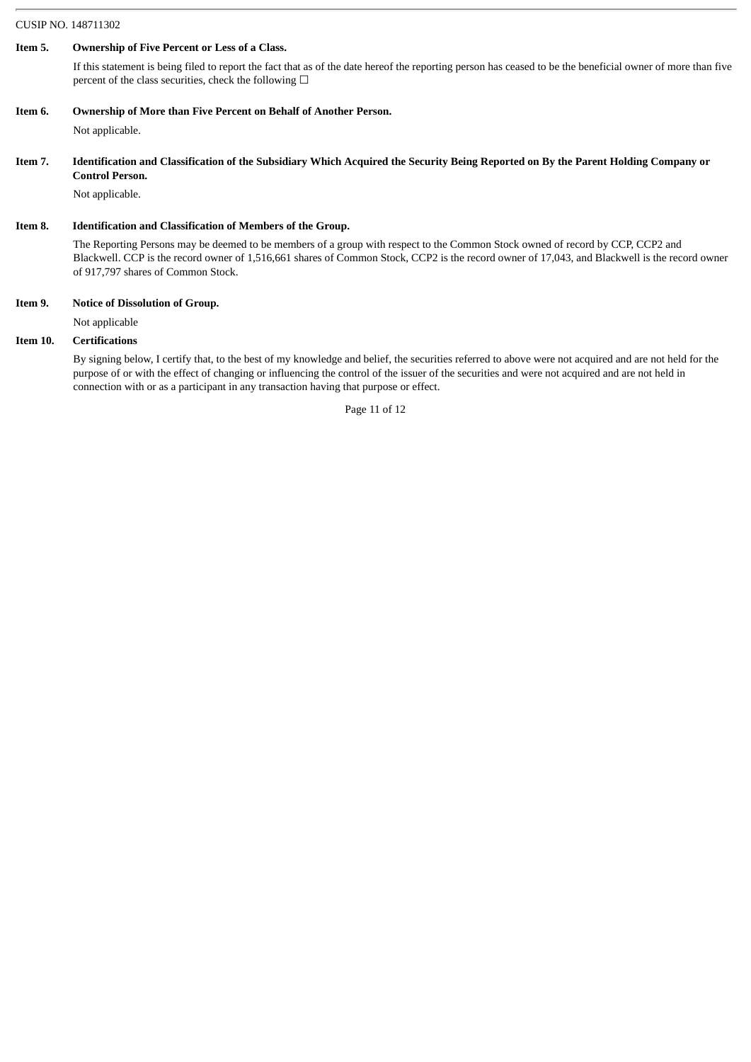CUSIP NO. 148711302

**Item 5. Ownership of Five Percent or Less of a Class.**

If this statement is being filed to report the fact that as of the date hereof the reporting person has ceased to be the beneficial owner of more than five percent of the class securities, check the following ☐

**Item 6. Ownership of More than Five Percent on Behalf of Another Person.**

Not applicable.

**Item 7. Identification and Classification of the Subsidiary Which Acquired the Security Being Reported on By the Parent Holding Company or Control Person.**

Not applicable.

**Item 8. Identification and Classification of Members of the Group.**

The Reporting Persons may be deemed to be members of a group with respect to the Common Stock owned of record by CCP, CCP2 and Blackwell. CCP is the record owner of 1,516,661 shares of Common Stock, CCP2 is the record owner of 17,043, and Blackwell is the record owner of 917,797 shares of Common Stock.

**Item 9. Notice of Dissolution of Group.**

Not applicable

**Item 10. Certifications**

By signing below, I certify that, to the best of my knowledge and belief, the securities referred to above were not acquired and are not held for the purpose of or with the effect of changing or influencing the control of the issuer of the securities and were not acquired and are not held in connection with or as a participant in any transaction having that purpose or effect.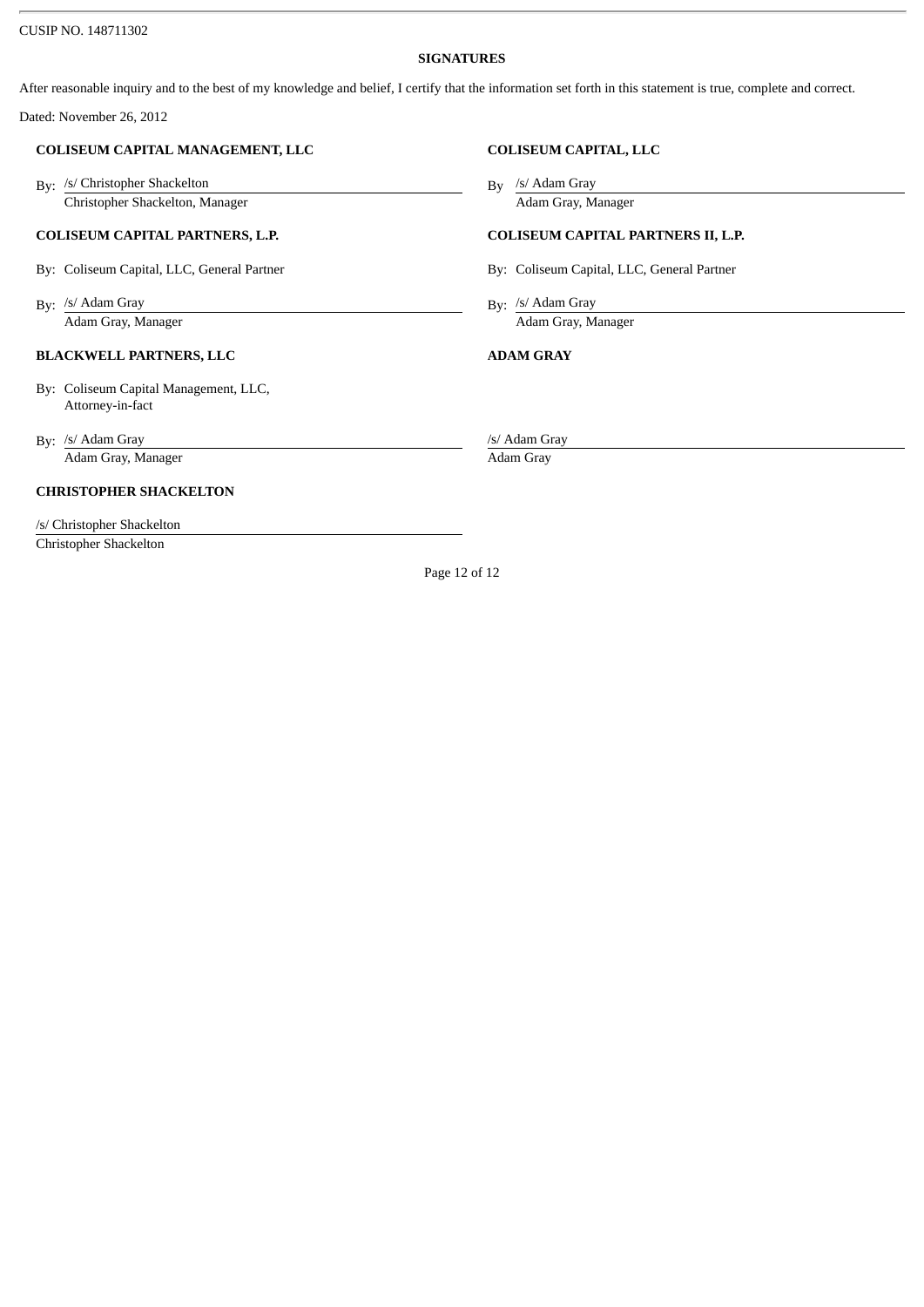CUSIP NO. 148711302

**SIGNATURES**

After reasonable inquiry and to the best of my knowledge and belief, I certify that the information set forth in this statement is true, complete and correct.

Dated: November 26, 2012

**COLISEUM CAPITAL MANAGEMENT, LLC**

By: /s/ Christopher Shackelton
Christopher Shackelton, Manager

**COLISEUM CAPITAL, LLC**

By /s/ Adam Gray
Adam Gray, Manager

**COLISEUM CAPITAL PARTNERS, L.P.**

By: Coliseum Capital, LLC, General Partner

By: /s/ Adam Gray
Adam Gray, Manager

**COLISEUM CAPITAL PARTNERS II, L.P.**

By: Coliseum Capital, LLC, General Partner

By: /s/ Adam Gray
Adam Gray, Manager

**BLACKWELL PARTNERS, LLC**

By: Coliseum Capital Management, LLC, Attorney-in-fact

By: /s/ Adam Gray
Adam Gray, Manager

**ADAM GRAY**

/s/ Adam Gray
Adam Gray

**CHRISTOPHER SHACKELTON**

/s/ Christopher Shackelton
Christopher Shackelton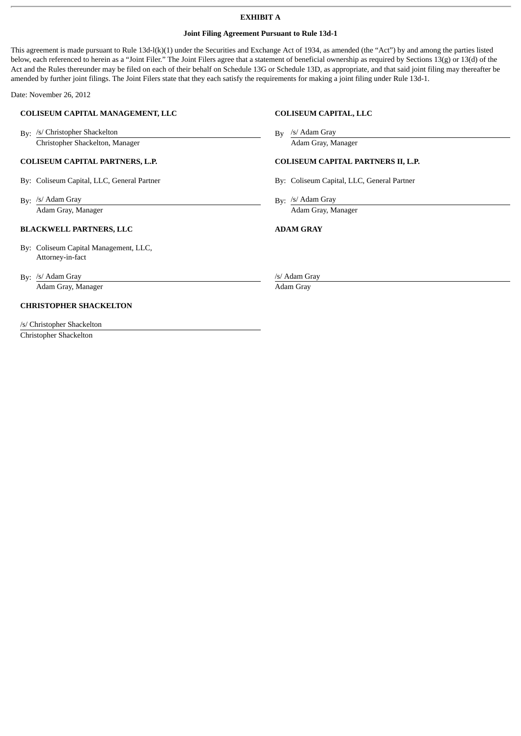**EXHIBIT A**

**Joint Filing Agreement Pursuant to Rule 13d-1**

This agreement is made pursuant to Rule 13d-l(k)(1) under the Securities and Exchange Act of 1934, as amended (the "Act") by and among the parties listed below, each referenced to herein as a "Joint Filer." The Joint Filers agree that a statement of beneficial ownership as required by Sections 13(g) or 13(d) of the Act and the Rules thereunder may be filed on each of their behalf on Schedule 13G or Schedule 13D, as appropriate, and that said joint filing may thereafter be amended by further joint filings. The Joint Filers state that they each satisfy the requirements for making a joint filing under Rule 13d-1.

Date: November 26, 2012

**COLISEUM CAPITAL MANAGEMENT, LLC**

By: /s/ Christopher Shackelton
Christopher Shackelton, Manager

**COLISEUM CAPITAL, LLC**

By /s/ Adam Gray
Adam Gray, Manager

**COLISEUM CAPITAL PARTNERS, L.P.**

By: Coliseum Capital, LLC, General Partner

By: /s/ Adam Gray
Adam Gray, Manager

**COLISEUM CAPITAL PARTNERS II, L.P.**

By: Coliseum Capital, LLC, General Partner

By: /s/ Adam Gray
Adam Gray, Manager

**BLACKWELL PARTNERS, LLC**

By: Coliseum Capital Management, LLC, Attorney-in-fact

By: /s/ Adam Gray
Adam Gray, Manager

**ADAM GRAY**

/s/ Adam Gray
Adam Gray

**CHRISTOPHER SHACKELTON**

/s/ Christopher Shackelton
Christopher Shackelton